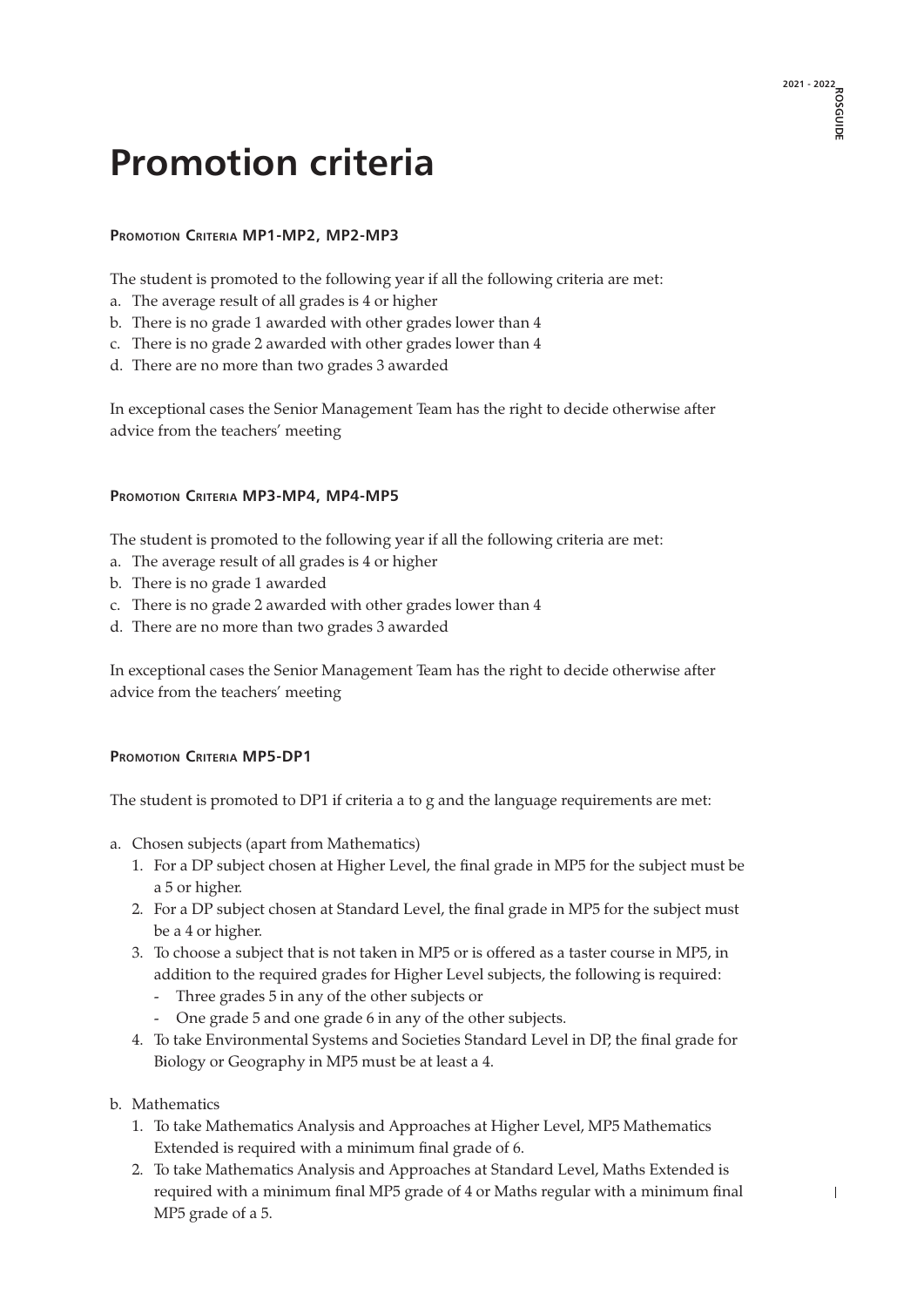# Promotion criteria

### Promotion Criteria MP1-MP2, MP2-MP3

The student is promoted to the following year if all the following criteria are met:

a. The average result of all grades is 4 or higher
b. There is no grade 1 awarded with other grades lower than 4
c. There is no grade 2 awarded with other grades lower than 4
d. There are no more than two grades 3 awarded

In exceptional cases the Senior Management Team has the right to decide otherwise after advice from the teachers' meeting

### Promotion Criteria MP3-MP4, MP4-MP5

The student is promoted to the following year if all the following criteria are met:

a. The average result of all grades is 4 or higher
b. There is no grade 1 awarded
c. There is no grade 2 awarded with other grades lower than 4
d. There are no more than two grades 3 awarded

In exceptional cases the Senior Management Team has the right to decide otherwise after advice from the teachers' meeting

### Promotion Criteria MP5-DP1

The student is promoted to DP1 if criteria a to g and the language requirements are met:

a. Chosen subjects (apart from Mathematics)
   1. For a DP subject chosen at Higher Level, the final grade in MP5 for the subject must be a 5 or higher.
   2. For a DP subject chosen at Standard Level, the final grade in MP5 for the subject must be a 4 or higher.
   3. To choose a subject that is not taken in MP5 or is offered as a taster course in MP5, in addition to the required grades for Higher Level subjects, the following is required:
      - Three grades 5 in any of the other subjects or
      - One grade 5 and one grade 6 in any of the other subjects.
   4. To take Environmental Systems and Societies Standard Level in DP, the final grade for Biology or Geography in MP5 must be at least a 4.

b. Mathematics
   1. To take Mathematics Analysis and Approaches at Higher Level, MP5 Mathematics Extended is required with a minimum final grade of 6.
   2. To take Mathematics Analysis and Approaches at Standard Level, Maths Extended is required with a minimum final MP5 grade of 4 or Maths regular with a minimum final MP5 grade of a 5.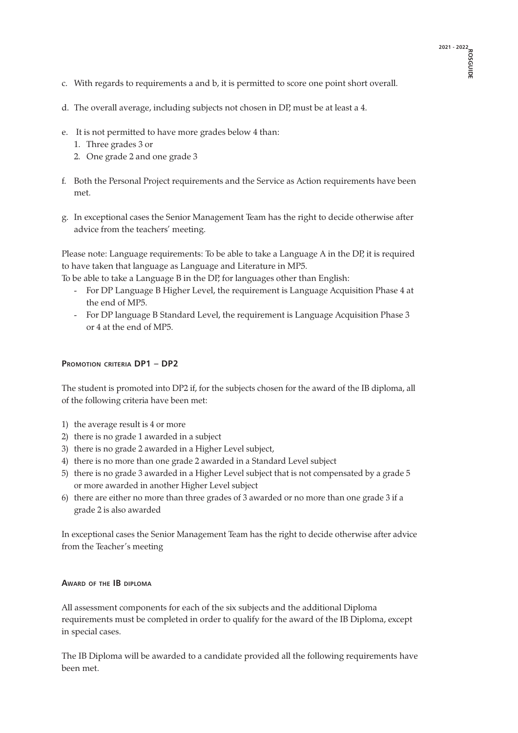c. With regards to requirements a and b, it is permitted to score one point short overall.

d. The overall average, including subjects not chosen in DP, must be at least a 4.

e. It is not permitted to have more grades below 4 than:
   1. Three grades 3 or
   2. One grade 2 and one grade 3

f. Both the Personal Project requirements and the Service as Action requirements have been met.

g. In exceptional cases the Senior Management Team has the right to decide otherwise after advice from the teachers' meeting.

Please note: Language requirements: To be able to take a Language A in the DP, it is required to have taken that language as Language and Literature in MP5.
To be able to take a Language B in the DP, for languages other than English:

- For DP Language B Higher Level, the requirement is Language Acquisition Phase 4 at the end of MP5.
- For DP language B Standard Level, the requirement is Language Acquisition Phase 3 or 4 at the end of MP5.

#### Promotion criteria DP1 – DP2

The student is promoted into DP2 if, for the subjects chosen for the award of the IB diploma, all of the following criteria have been met:

1) the average result is 4 or more
2) there is no grade 1 awarded in a subject
3) there is no grade 2 awarded in a Higher Level subject,
4) there is no more than one grade 2 awarded in a Standard Level subject
5) there is no grade 3 awarded in a Higher Level subject that is not compensated by a grade 5 or more awarded in another Higher Level subject
6) there are either no more than three grades of 3 awarded or no more than one grade 3 if a grade 2 is also awarded

In exceptional cases the Senior Management Team has the right to decide otherwise after advice from the Teacher's meeting

#### Award of the IB diploma

All assessment components for each of the six subjects and the additional Diploma requirements must be completed in order to qualify for the award of the IB Diploma, except in special cases.

The IB Diploma will be awarded to a candidate provided all the following requirements have been met.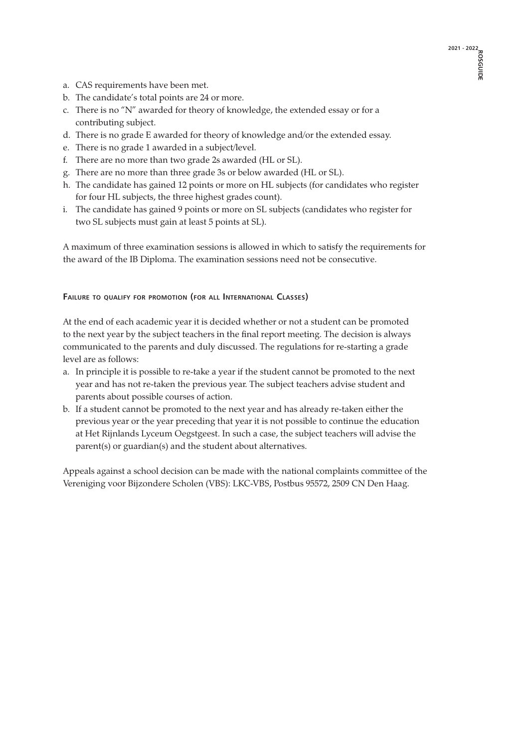a. CAS requirements have been met.
b. The candidate's total points are 24 or more.
c. There is no "N" awarded for theory of knowledge, the extended essay or for a contributing subject.
d. There is no grade E awarded for theory of knowledge and/or the extended essay.
e. There is no grade 1 awarded in a subject/level.
f. There are no more than two grade 2s awarded (HL or SL).
g. There are no more than three grade 3s or below awarded (HL or SL).
h. The candidate has gained 12 points or more on HL subjects (for candidates who register for four HL subjects, the three highest grades count).
i. The candidate has gained 9 points or more on SL subjects (candidates who register for two SL subjects must gain at least 5 points at SL).

A maximum of three examination sessions is allowed in which to satisfy the requirements for the award of the IB Diploma. The examination sessions need not be consecutive.

### Failure to qualify for promotion (for all International Classes)

At the end of each academic year it is decided whether or not a student can be promoted to the next year by the subject teachers in the final report meeting. The decision is always communicated to the parents and duly discussed. The regulations for re-starting a grade level are as follows:

a. In principle it is possible to re-take a year if the student cannot be promoted to the next year and has not re-taken the previous year. The subject teachers advise student and parents about possible courses of action.
b. If a student cannot be promoted to the next year and has already re-taken either the previous year or the year preceding that year it is not possible to continue the education at Het Rijnlands Lyceum Oegstgeest. In such a case, the subject teachers will advise the parent(s) or guardian(s) and the student about alternatives.

Appeals against a school decision can be made with the national complaints committee of the Vereniging voor Bijzondere Scholen (VBS): LKC-VBS, Postbus 95572, 2509 CN Den Haag.